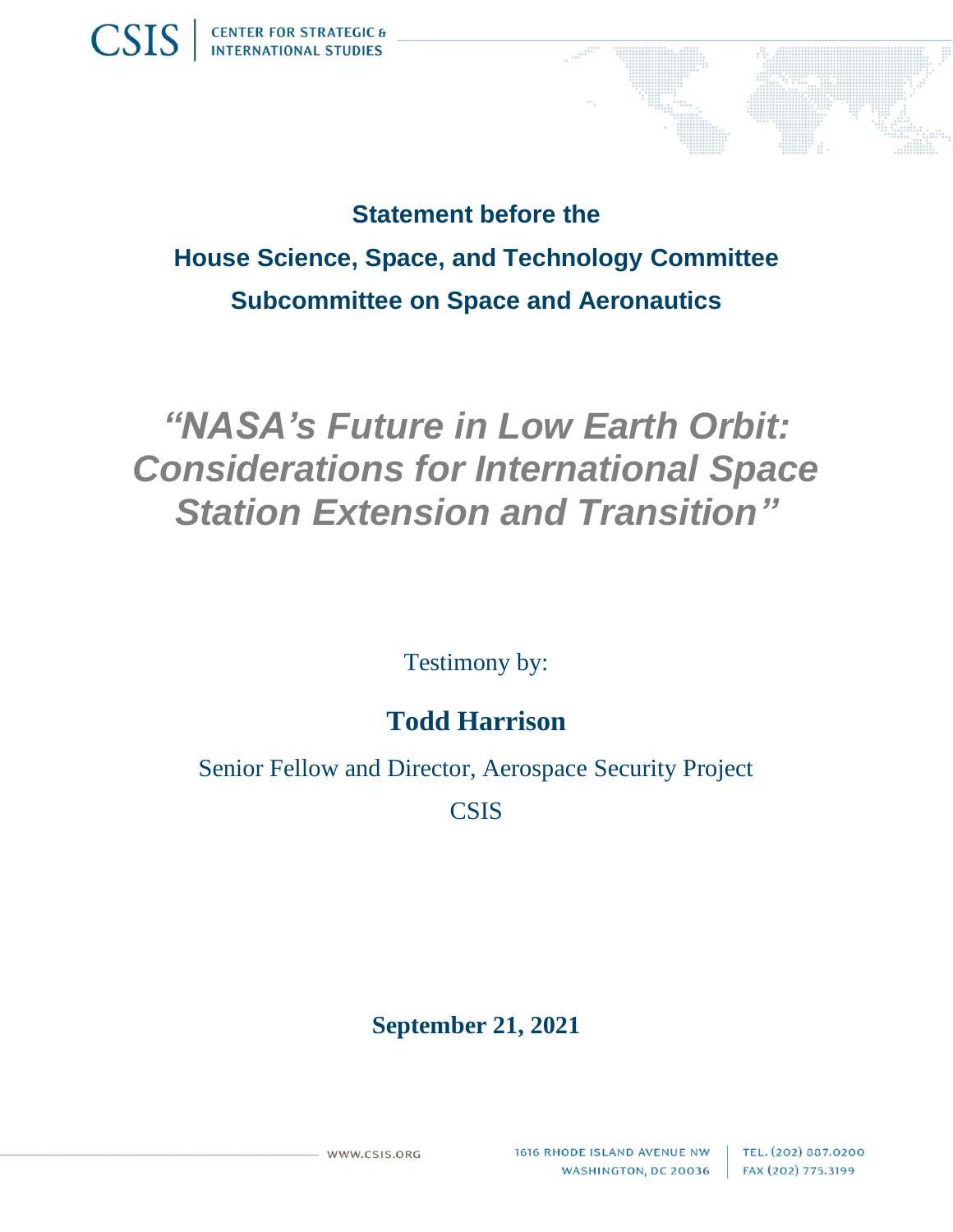CSIS | CENTER FOR STRATEGIC & INTERNATIONAL STUDIES

**Statement before the**

**House Science, Space, and Technology Committee**

**Subcommittee on Space and Aeronautics**

# *"NASA's Future in Low Earth Orbit: Considerations for International Space Station Extension and Transition"*

Testimony by:

**Todd Harrison**

Senior Fellow and Director, Aerospace Security Project

CSIS

**September 21, 2021**

WWW.CSIS.ORG

1616 RHODE ISLAND AVENUE NW
WASHINGTON, DC 20036

TEL. (202) 887.0200
FAX (202) 775.3199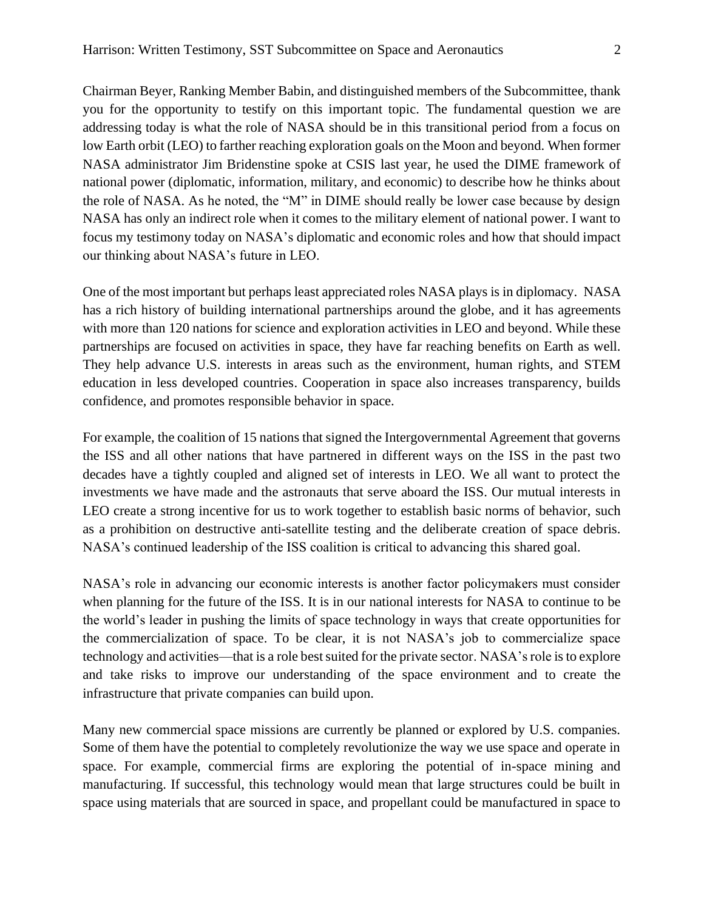Chairman Beyer, Ranking Member Babin, and distinguished members of the Subcommittee, thank you for the opportunity to testify on this important topic. The fundamental question we are addressing today is what the role of NASA should be in this transitional period from a focus on low Earth orbit (LEO) to farther reaching exploration goals on the Moon and beyond. When former NASA administrator Jim Bridenstine spoke at CSIS last year, he used the DIME framework of national power (diplomatic, information, military, and economic) to describe how he thinks about the role of NASA. As he noted, the "M" in DIME should really be lower case because by design NASA has only an indirect role when it comes to the military element of national power. I want to focus my testimony today on NASA's diplomatic and economic roles and how that should impact our thinking about NASA's future in LEO.

One of the most important but perhaps least appreciated roles NASA plays is in diplomacy. NASA has a rich history of building international partnerships around the globe, and it has agreements with more than 120 nations for science and exploration activities in LEO and beyond. While these partnerships are focused on activities in space, they have far reaching benefits on Earth as well. They help advance U.S. interests in areas such as the environment, human rights, and STEM education in less developed countries. Cooperation in space also increases transparency, builds confidence, and promotes responsible behavior in space.

For example, the coalition of 15 nations that signed the Intergovernmental Agreement that governs the ISS and all other nations that have partnered in different ways on the ISS in the past two decades have a tightly coupled and aligned set of interests in LEO. We all want to protect the investments we have made and the astronauts that serve aboard the ISS. Our mutual interests in LEO create a strong incentive for us to work together to establish basic norms of behavior, such as a prohibition on destructive anti-satellite testing and the deliberate creation of space debris. NASA's continued leadership of the ISS coalition is critical to advancing this shared goal.

NASA's role in advancing our economic interests is another factor policymakers must consider when planning for the future of the ISS. It is in our national interests for NASA to continue to be the world's leader in pushing the limits of space technology in ways that create opportunities for the commercialization of space. To be clear, it is not NASA's job to commercialize space technology and activities—that is a role best suited for the private sector. NASA's role is to explore and take risks to improve our understanding of the space environment and to create the infrastructure that private companies can build upon.

Many new commercial space missions are currently be planned or explored by U.S. companies. Some of them have the potential to completely revolutionize the way we use space and operate in space. For example, commercial firms are exploring the potential of in-space mining and manufacturing. If successful, this technology would mean that large structures could be built in space using materials that are sourced in space, and propellant could be manufactured in space to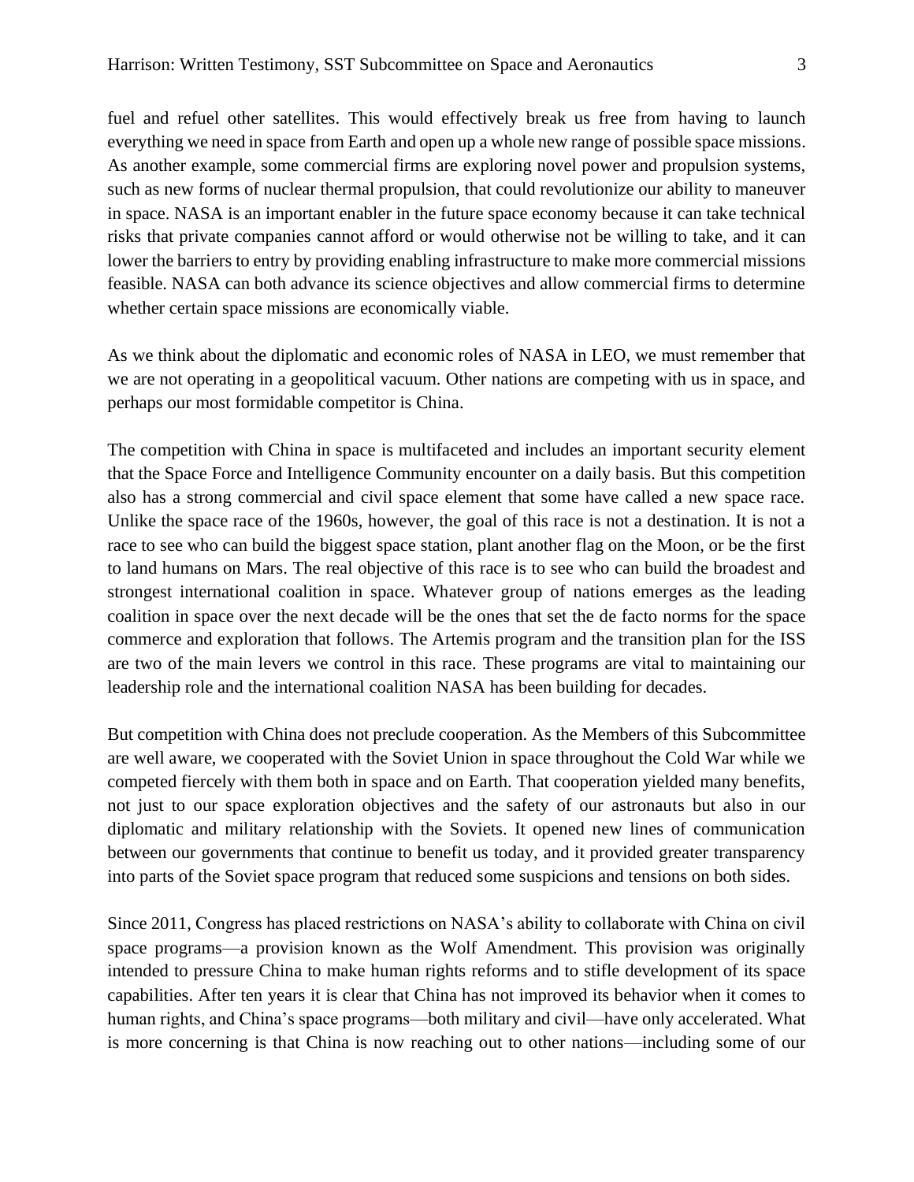fuel and refuel other satellites. This would effectively break us free from having to launch everything we need in space from Earth and open up a whole new range of possible space missions. As another example, some commercial firms are exploring novel power and propulsion systems, such as new forms of nuclear thermal propulsion, that could revolutionize our ability to maneuver in space. NASA is an important enabler in the future space economy because it can take technical risks that private companies cannot afford or would otherwise not be willing to take, and it can lower the barriers to entry by providing enabling infrastructure to make more commercial missions feasible. NASA can both advance its science objectives and allow commercial firms to determine whether certain space missions are economically viable.

As we think about the diplomatic and economic roles of NASA in LEO, we must remember that we are not operating in a geopolitical vacuum. Other nations are competing with us in space, and perhaps our most formidable competitor is China.

The competition with China in space is multifaceted and includes an important security element that the Space Force and Intelligence Community encounter on a daily basis. But this competition also has a strong commercial and civil space element that some have called a new space race. Unlike the space race of the 1960s, however, the goal of this race is not a destination. It is not a race to see who can build the biggest space station, plant another flag on the Moon, or be the first to land humans on Mars. The real objective of this race is to see who can build the broadest and strongest international coalition in space. Whatever group of nations emerges as the leading coalition in space over the next decade will be the ones that set the de facto norms for the space commerce and exploration that follows. The Artemis program and the transition plan for the ISS are two of the main levers we control in this race. These programs are vital to maintaining our leadership role and the international coalition NASA has been building for decades.

But competition with China does not preclude cooperation. As the Members of this Subcommittee are well aware, we cooperated with the Soviet Union in space throughout the Cold War while we competed fiercely with them both in space and on Earth. That cooperation yielded many benefits, not just to our space exploration objectives and the safety of our astronauts but also in our diplomatic and military relationship with the Soviets. It opened new lines of communication between our governments that continue to benefit us today, and it provided greater transparency into parts of the Soviet space program that reduced some suspicions and tensions on both sides.

Since 2011, Congress has placed restrictions on NASA's ability to collaborate with China on civil space programs—a provision known as the Wolf Amendment. This provision was originally intended to pressure China to make human rights reforms and to stifle development of its space capabilities. After ten years it is clear that China has not improved its behavior when it comes to human rights, and China's space programs—both military and civil—have only accelerated. What is more concerning is that China is now reaching out to other nations—including some of our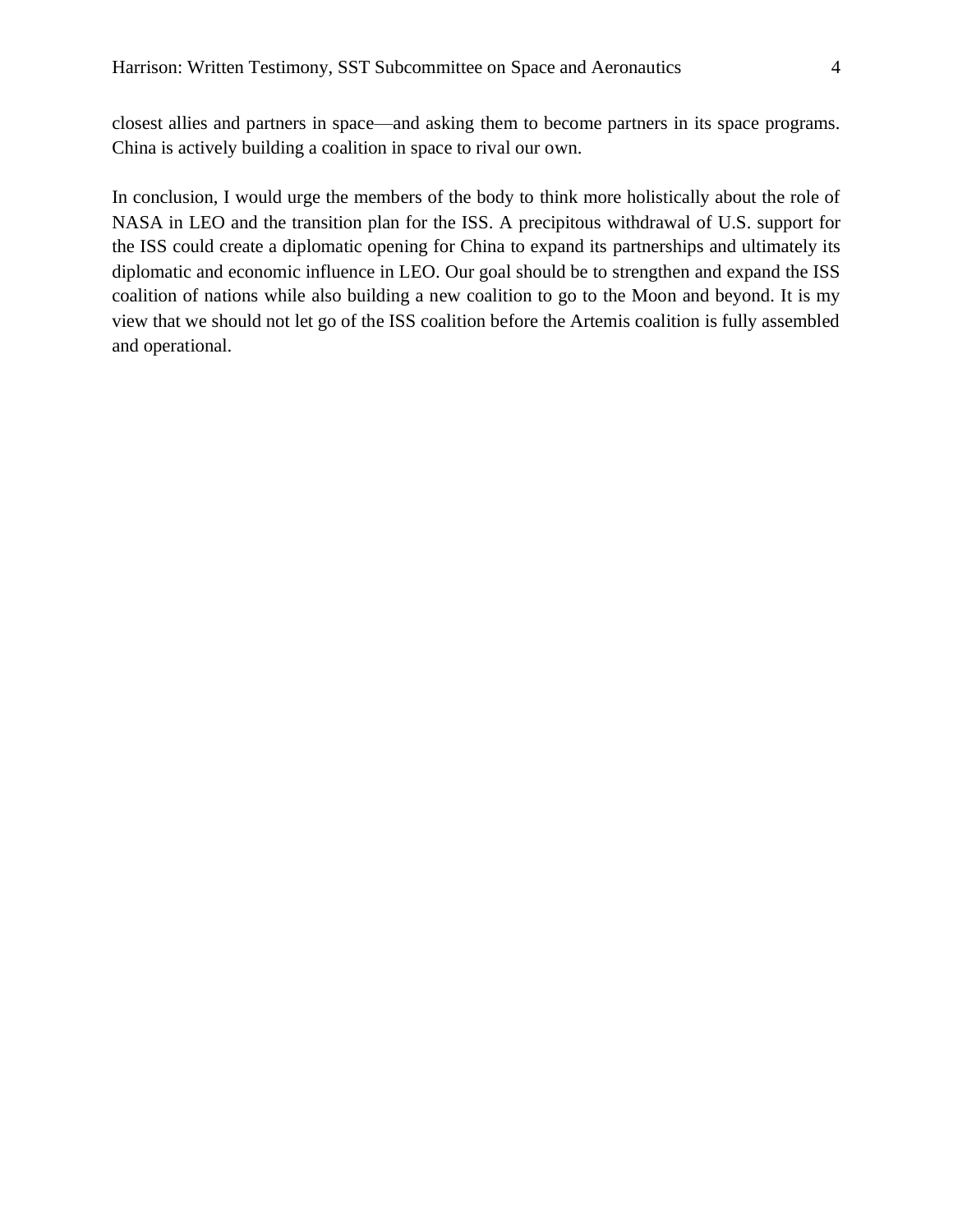closest allies and partners in space—and asking them to become partners in its space programs. China is actively building a coalition in space to rival our own.

In conclusion, I would urge the members of the body to think more holistically about the role of NASA in LEO and the transition plan for the ISS. A precipitous withdrawal of U.S. support for the ISS could create a diplomatic opening for China to expand its partnerships and ultimately its diplomatic and economic influence in LEO. Our goal should be to strengthen and expand the ISS coalition of nations while also building a new coalition to go to the Moon and beyond. It is my view that we should not let go of the ISS coalition before the Artemis coalition is fully assembled and operational.